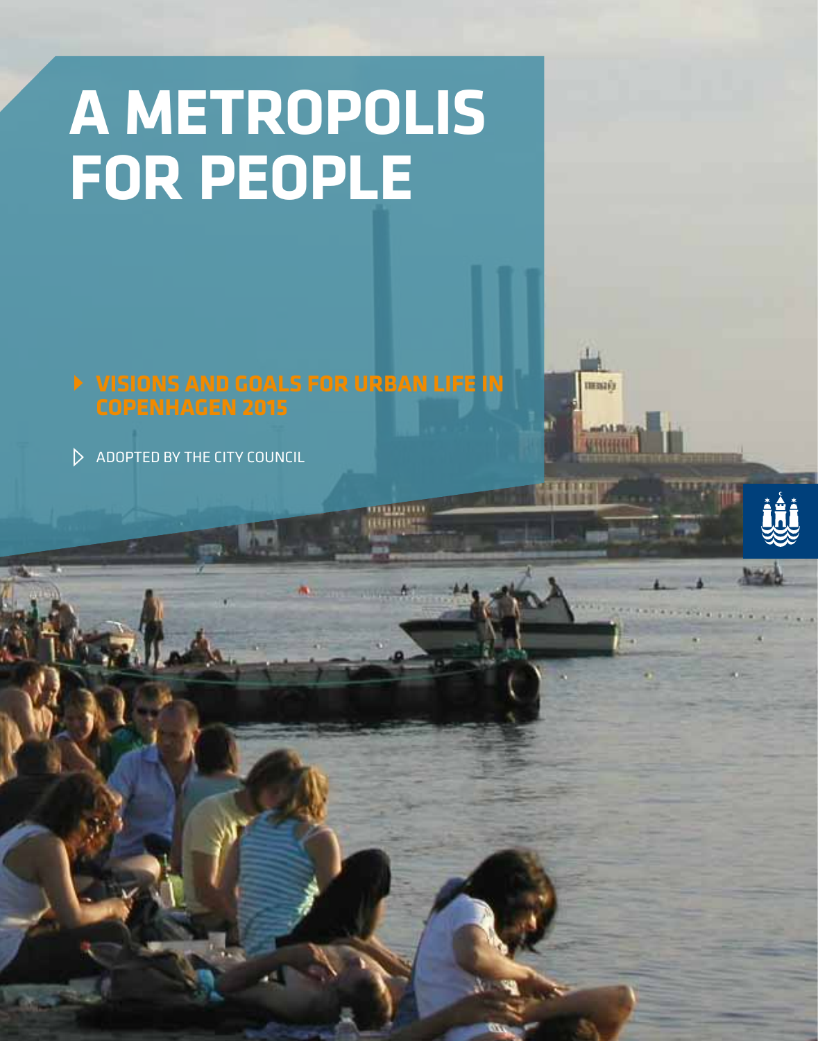# A METROPOLIS FOR PEOPLE

## VISIONS AND GOALS FOR URBAN LIFE IN COPENHAGEN 2015

ADOPTED BY THE CITY COUNCIL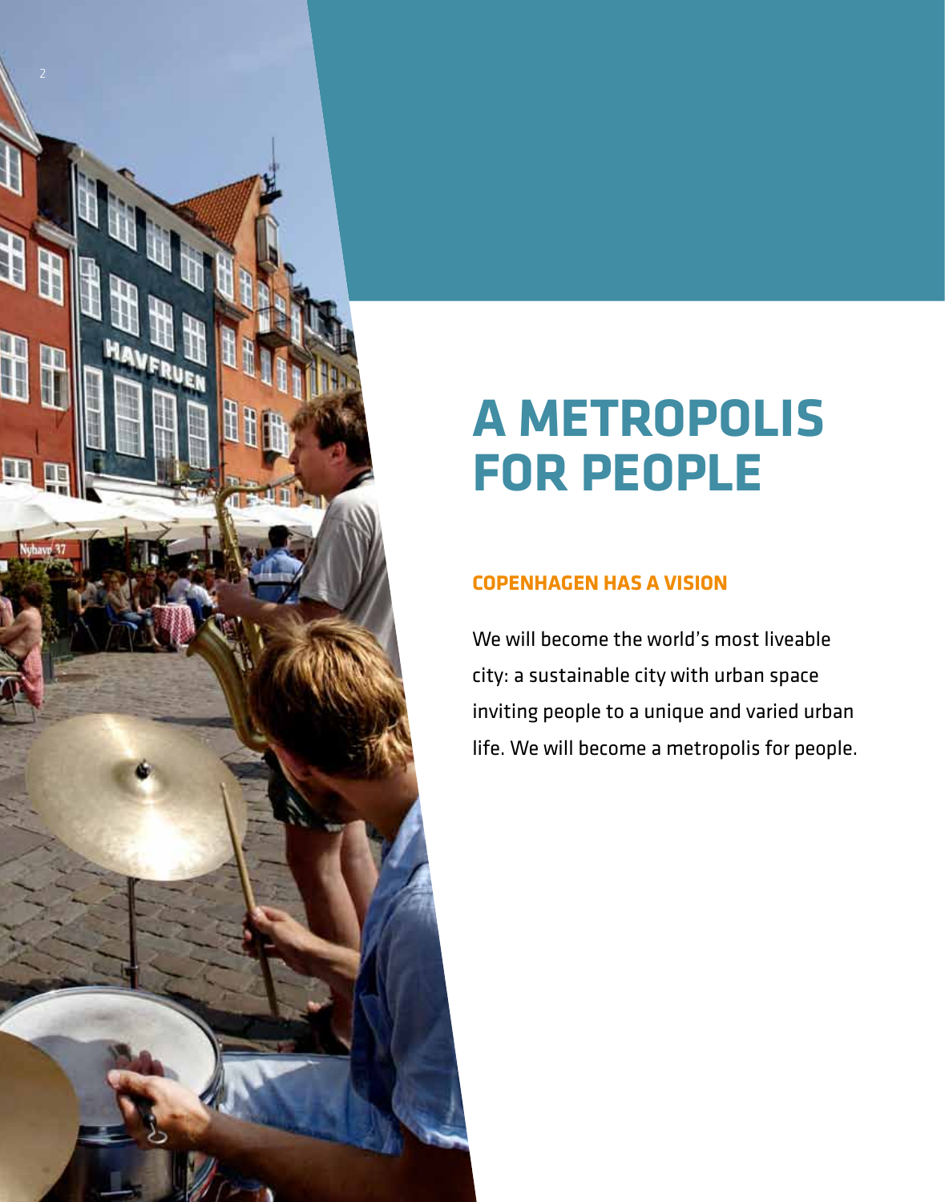# A METROPOLIS FOR PEOPLE

## COPENHAGEN HAS A VISION

We will become the world's most liveable city: a sustainable city with urban space inviting people to a unique and varied urban life. We will become a metropolis for people.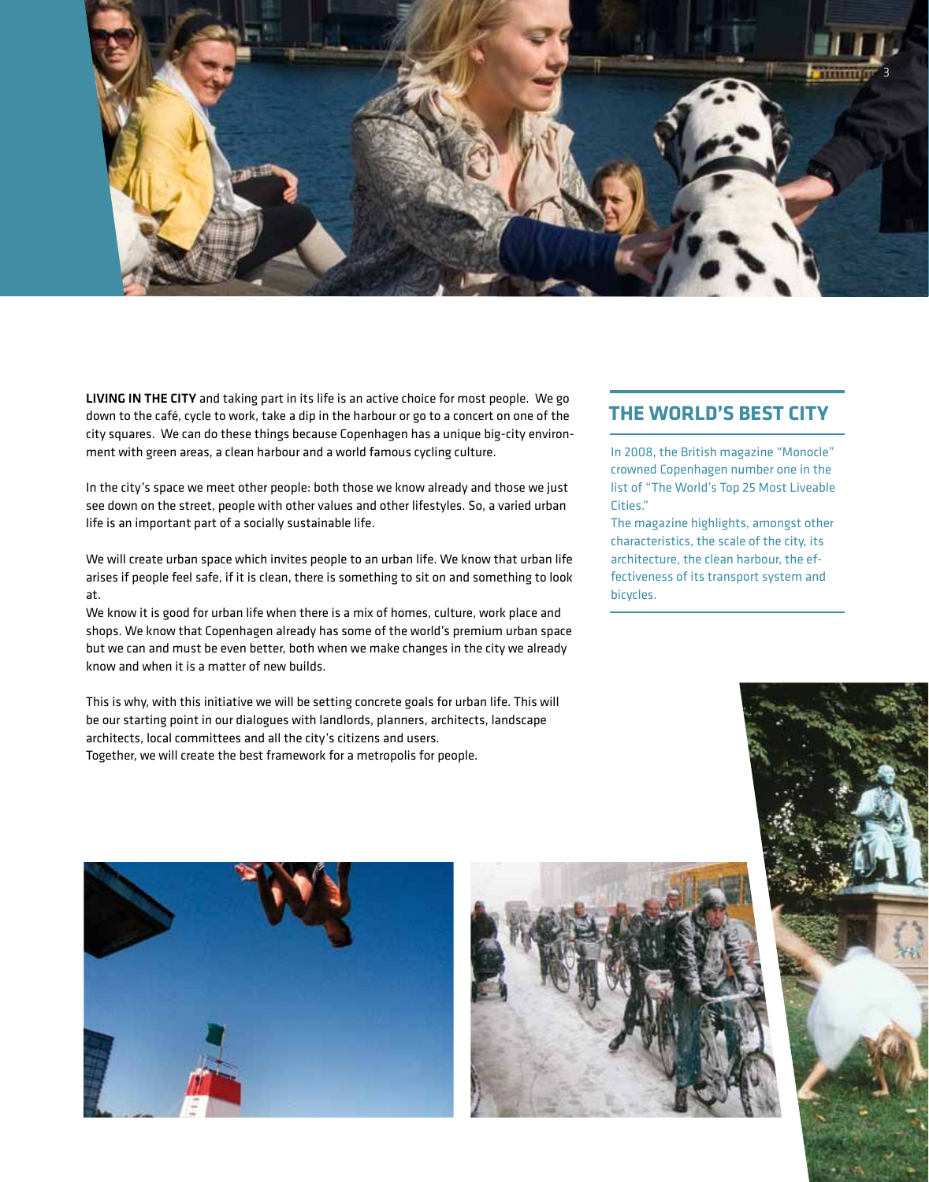**LIVING IN THE CITY** and taking part in its life is an active choice for most people. We go down to the café, cycle to work, take a dip in the harbour or go to a concert on one of the city squares. We can do these things because Copenhagen has a unique big-city environment with green areas, a clean harbour and a world famous cycling culture.

In the city's space we meet other people: both those we know already and those we just see down on the street, people with other values and other lifestyles. So, a varied urban life is an important part of a socially sustainable life.

We will create urban space which invites people to an urban life. We know that urban life arises if people feel safe, if it is clean, there is something to sit on and something to look at.

We know it is good for urban life when there is a mix of homes, culture, work place and shops. We know that Copenhagen already has some of the world's premium urban space but we can and must be even better, both when we make changes in the city we already know and when it is a matter of new builds.

This is why, with this initiative we will be setting concrete goals for urban life. This will be our starting point in our dialogues with landlords, planners, architects, landscape architects, local committees and all the city's citizens and users.

Together, we will create the best framework for a metropolis for people.

## THE WORLD'S BEST CITY

In 2008, the British magazine "Monocle" crowned Copenhagen number one in the list of "The World's Top 25 Most Liveable Cities."

The magazine highlights, amongst other characteristics, the scale of the city, its architecture, the clean harbour, the effectiveness of its transport system and bicycles.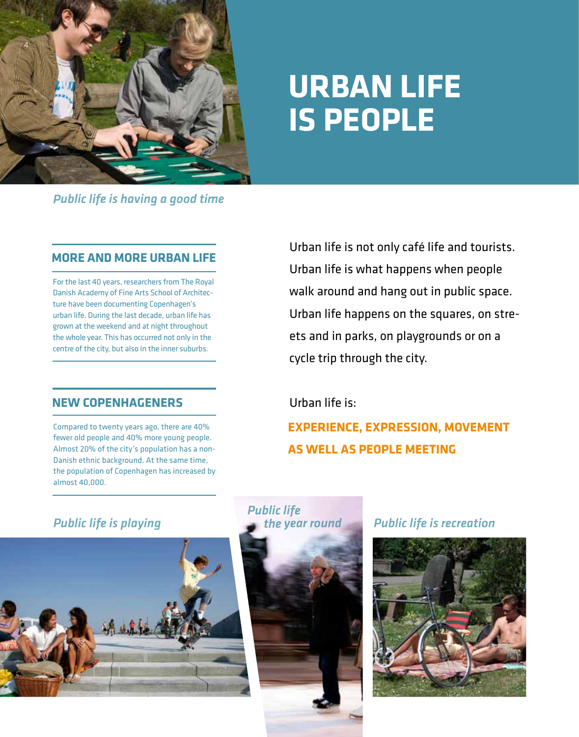# URBAN LIFE IS PEOPLE

*Public life is having a good time*

## MORE AND MORE URBAN LIFE

For the last 40 years, researchers from The Royal Danish Academy of Fine Arts School of Architecture have been documenting Copenhagen's urban life. During the last decade, urban life has grown at the weekend and at night throughout the whole year. This has occurred not only in the centre of the city, but also in the inner suburbs.

## NEW COPENHAGENERS

Compared to twenty years ago, there are 40% fewer old people and 40% more young people. Almost 20% of the city's population has a non-Danish ethnic background. At the same time, the population of Copenhagen has increased by almost 40,000.

Urban life is not only café life and tourists. Urban life is what happens when people walk around and hang out in public space. Urban life happens on the squares, on streets and in parks, on playgrounds or on a cycle trip through the city.

Urban life is:

**EXPERIENCE, EXPRESSION, MOVEMENT AS WELL AS PEOPLE MEETING**

*Public life is playing*

*Public life the year round*

*Public life is recreation*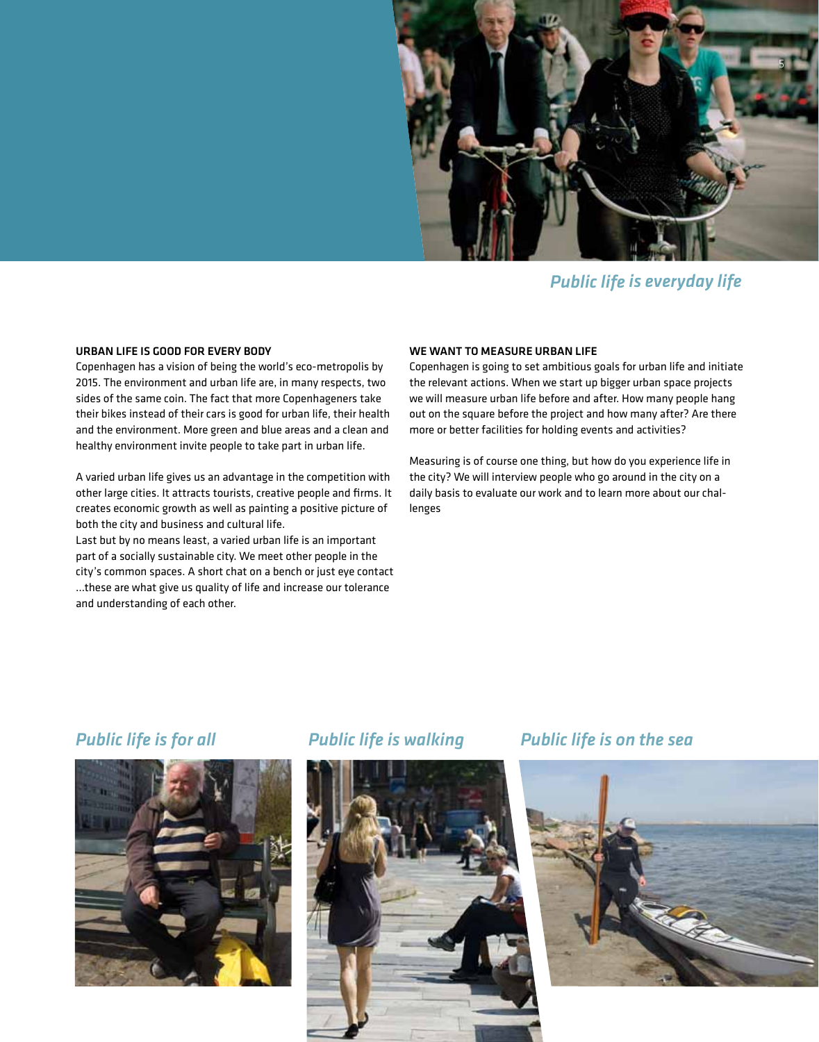*Public life is everyday life*

## URBAN LIFE IS GOOD FOR EVERY BODY

Copenhagen has a vision of being the world's eco-metropolis by 2015. The environment and urban life are, in many respects, two sides of the same coin. The fact that more Copenhageners take their bikes instead of their cars is good for urban life, their health and the environment. More green and blue areas and a clean and healthy environment invite people to take part in urban life.

A varied urban life gives us an advantage in the competition with other large cities. It attracts tourists, creative people and firms. It creates economic growth as well as painting a positive picture of both the city and business and cultural life.
Last but by no means least, a varied urban life is an important part of a socially sustainable city. We meet other people in the city's common spaces. A short chat on a bench or just eye contact ...these are what give us quality of life and increase our tolerance and understanding of each other.

## WE WANT TO MEASURE URBAN LIFE

Copenhagen is going to set ambitious goals for urban life and initiate the relevant actions. When we start up bigger urban space projects we will measure urban life before and after. How many people hang out on the square before the project and how many after? Are there more or better facilities for holding events and activities?

Measuring is of course one thing, but how do you experience life in the city? We will interview people who go around in the city on a daily basis to evaluate our work and to learn more about our challenges

*Public life is for all*

*Public life is walking*

*Public life is on the sea*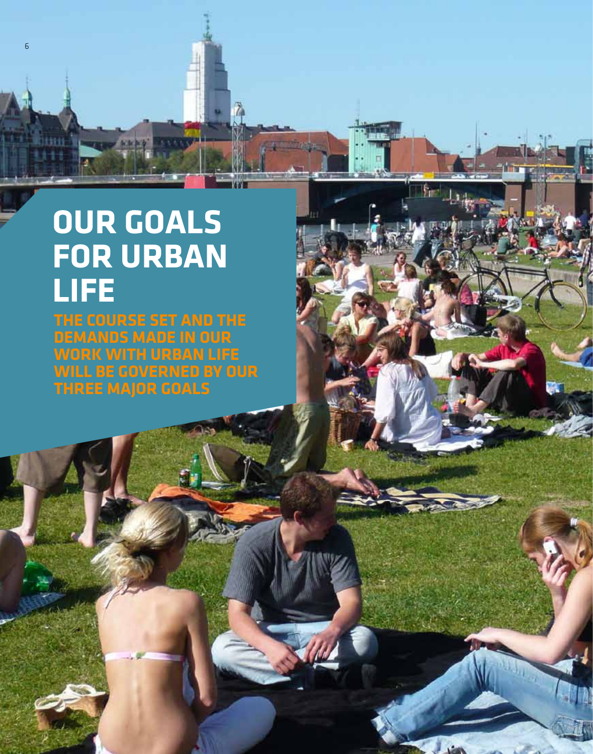# OUR GOALS FOR URBAN LIFE

**THE COURSE SET AND THE DEMANDS MADE IN OUR WORK WITH URBAN LIFE WILL BE GOVERNED BY OUR THREE MAJOR GOALS**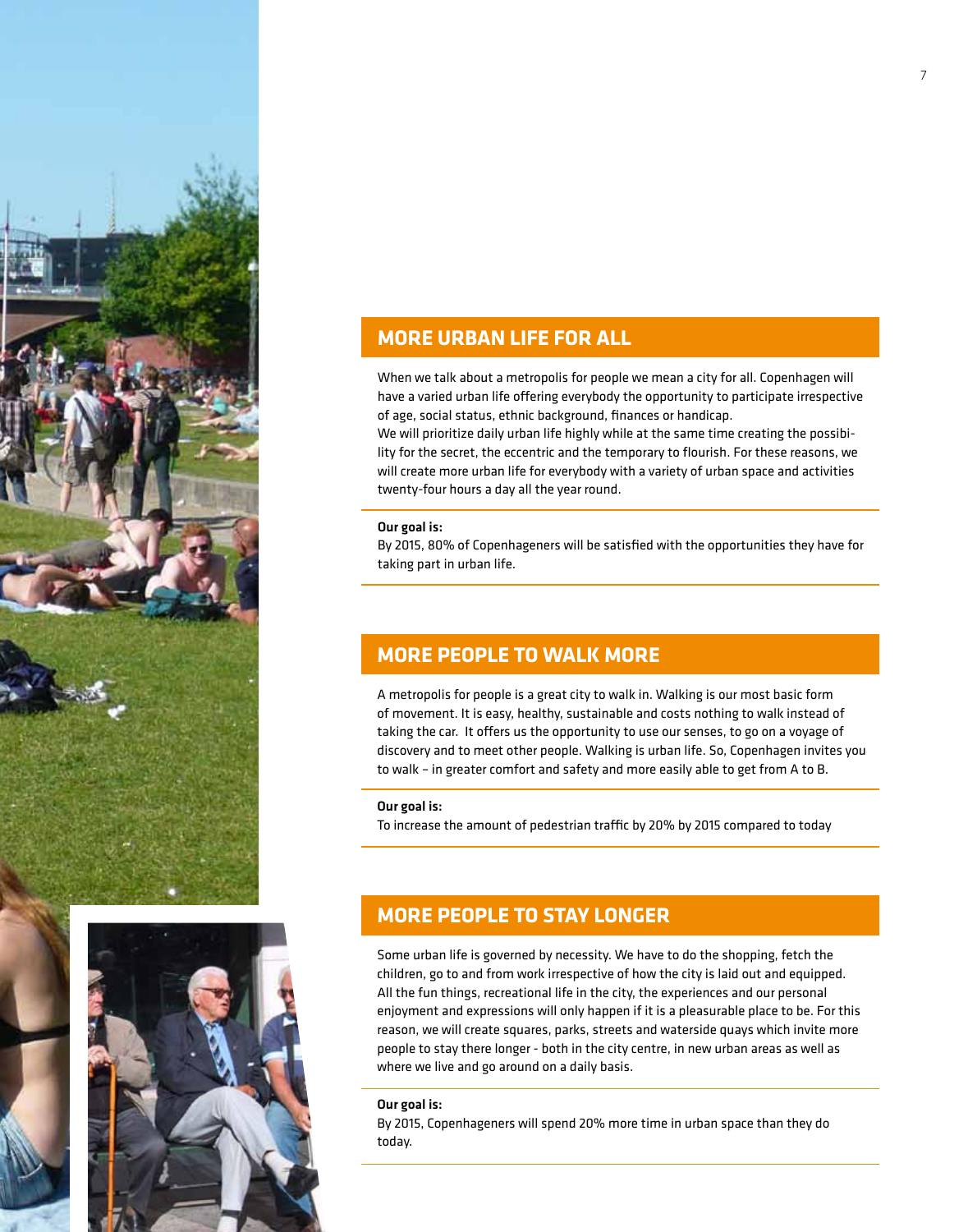## MORE URBAN LIFE FOR ALL

When we talk about a metropolis for people we mean a city for all. Copenhagen will have a varied urban life offering everybody the opportunity to participate irrespective of age, social status, ethnic background, finances or handicap.
We will prioritize daily urban life highly while at the same time creating the possibility for the secret, the eccentric and the temporary to flourish. For these reasons, we will create more urban life for everybody with a variety of urban space and activities twenty-four hours a day all the year round.

**Our goal is:**
By 2015, 80% of Copenhageners will be satisfied with the opportunities they have for taking part in urban life.

## MORE PEOPLE TO WALK MORE

A metropolis for people is a great city to walk in. Walking is our most basic form of movement. It is easy, healthy, sustainable and costs nothing to walk instead of taking the car. It offers us the opportunity to use our senses, to go on a voyage of discovery and to meet other people. Walking is urban life. So, Copenhagen invites you to walk – in greater comfort and safety and more easily able to get from A to B.

**Our goal is:**
To increase the amount of pedestrian traffic by 20% by 2015 compared to today

## MORE PEOPLE TO STAY LONGER

Some urban life is governed by necessity. We have to do the shopping, fetch the children, go to and from work irrespective of how the city is laid out and equipped. All the fun things, recreational life in the city, the experiences and our personal enjoyment and expressions will only happen if it is a pleasurable place to be. For this reason, we will create squares, parks, streets and waterside quays which invite more people to stay there longer - both in the city centre, in new urban areas as well as where we live and go around on a daily basis.

**Our goal is:**
By 2015, Copenhageners will spend 20% more time in urban space than they do today.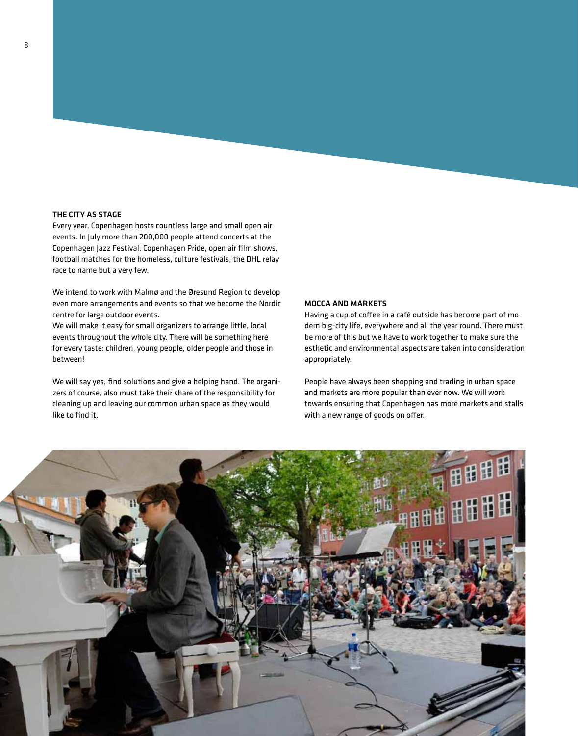### THE CITY AS STAGE

Every year, Copenhagen hosts countless large and small open air events. In July more than 200,000 people attend concerts at the Copenhagen Jazz Festival, Copenhagen Pride, open air film shows, football matches for the homeless, culture festivals, the DHL relay race to name but a very few.

We intend to work with Malmø and the Øresund Region to develop even more arrangements and events so that we become the Nordic centre for large outdoor events.
We will make it easy for small organizers to arrange little, local events throughout the whole city. There will be something here for every taste: children, young people, older people and those in between!

We will say yes, find solutions and give a helping hand. The organizers of course, also must take their share of the responsibility for cleaning up and leaving our common urban space as they would like to find it.

### MOCCA AND MARKETS

Having a cup of coffee in a café outside has become part of modern big-city life, everywhere and all the year round. There must be more of this but we have to work together to make sure the esthetic and environmental aspects are taken into consideration appropriately.

People have always been shopping and trading in urban space and markets are more popular than ever now. We will work towards ensuring that Copenhagen has more markets and stalls with a new range of goods on offer.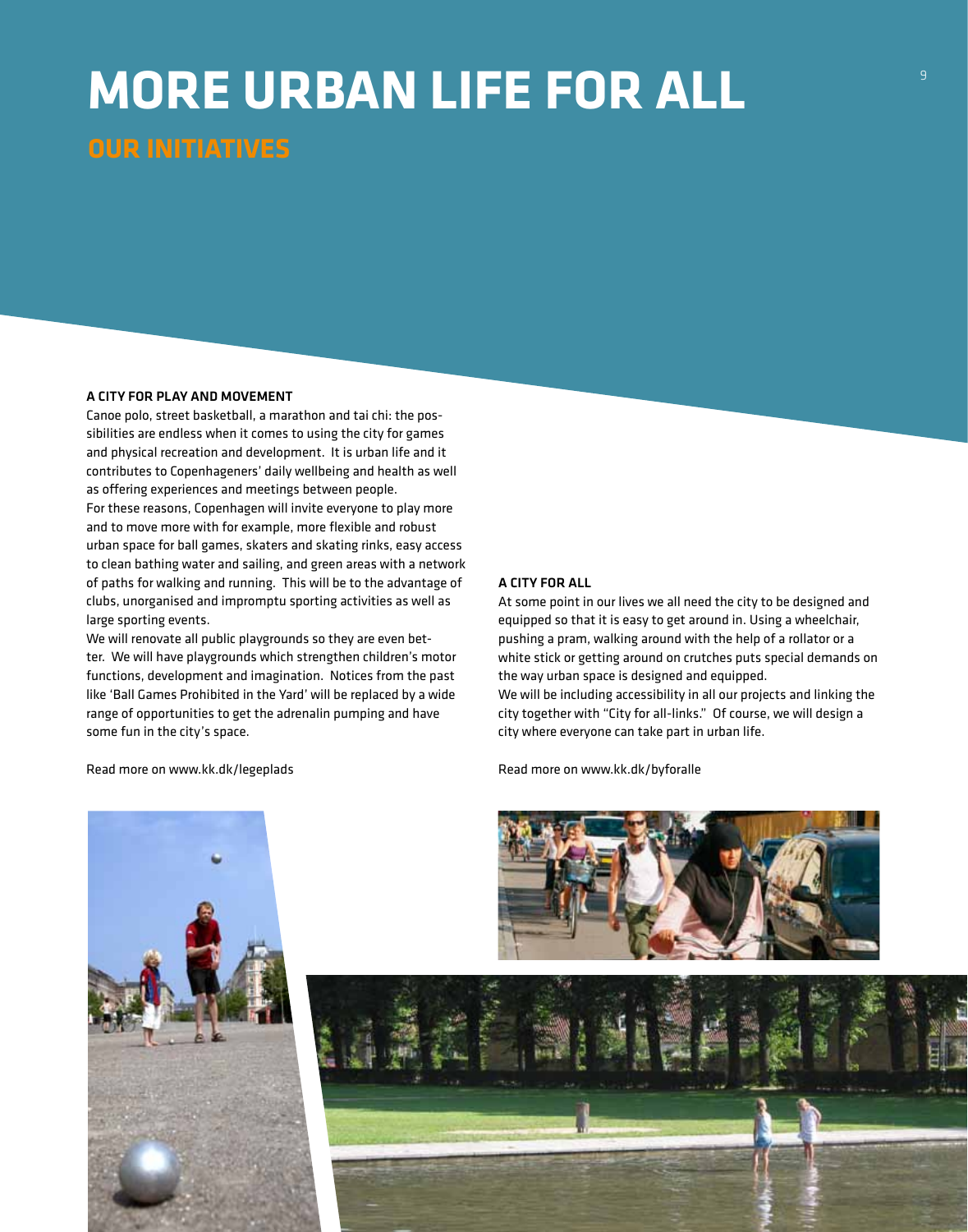# MORE URBAN LIFE FOR ALL

## OUR INITIATIVES

### A CITY FOR PLAY AND MOVEMENT

Canoe polo, street basketball, a marathon and tai chi: the possibilities are endless when it comes to using the city for games and physical recreation and development. It is urban life and it contributes to Copenhageners' daily wellbeing and health as well as offering experiences and meetings between people.

For these reasons, Copenhagen will invite everyone to play more and to move more with for example, more flexible and robust urban space for ball games, skaters and skating rinks, easy access to clean bathing water and sailing, and green areas with a network of paths for walking and running. This will be to the advantage of clubs, unorganised and impromptu sporting activities as well as large sporting events.

We will renovate all public playgrounds so they are even better. We will have playgrounds which strengthen children's motor functions, development and imagination. Notices from the past like 'Ball Games Prohibited in the Yard' will be replaced by a wide range of opportunities to get the adrenalin pumping and have some fun in the city's space.

Read more on www.kk.dk/legeplads

### A CITY FOR ALL

At some point in our lives we all need the city to be designed and equipped so that it is easy to get around in. Using a wheelchair, pushing a pram, walking around with the help of a rollator or a white stick or getting around on crutches puts special demands on the way urban space is designed and equipped.

We will be including accessibility in all our projects and linking the city together with "City for all-links." Of course, we will design a city where everyone can take part in urban life.

Read more on www.kk.dk/byforalle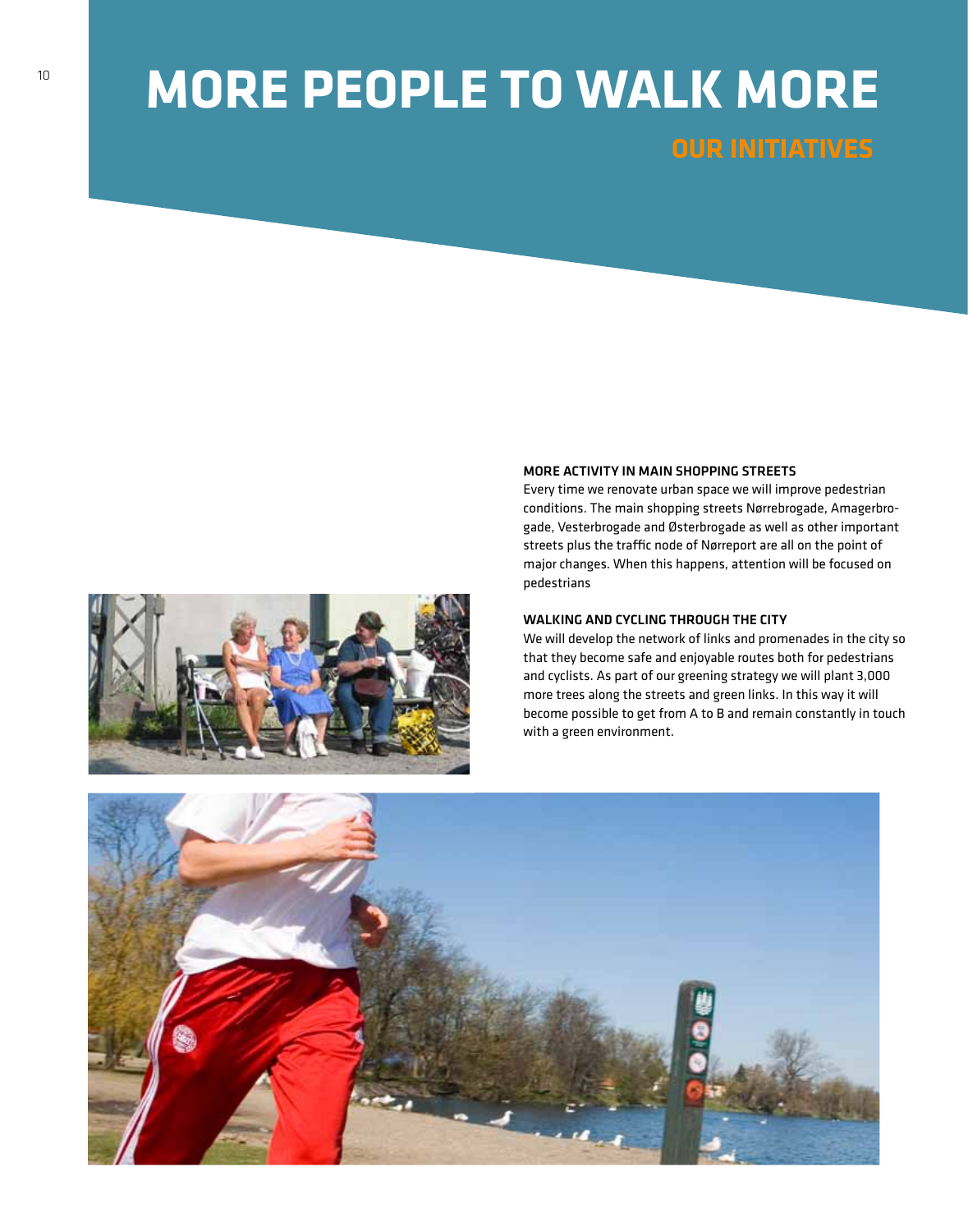# MORE PEOPLE TO WALK MORE

## OUR INITIATIVES

### MORE ACTIVITY IN MAIN SHOPPING STREETS

Every time we renovate urban space we will improve pedestrian conditions. The main shopping streets Nørrebrogade, Amagerbrogade, Vesterbrogade and Østerbrogade as well as other important streets plus the traffic node of Nørreport are all on the point of major changes. When this happens, attention will be focused on pedestrians

### WALKING AND CYCLING THROUGH THE CITY

We will develop the network of links and promenades in the city so that they become safe and enjoyable routes both for pedestrians and cyclists. As part of our greening strategy we will plant 3,000 more trees along the streets and green links. In this way it will become possible to get from A to B and remain constantly in touch with a green environment.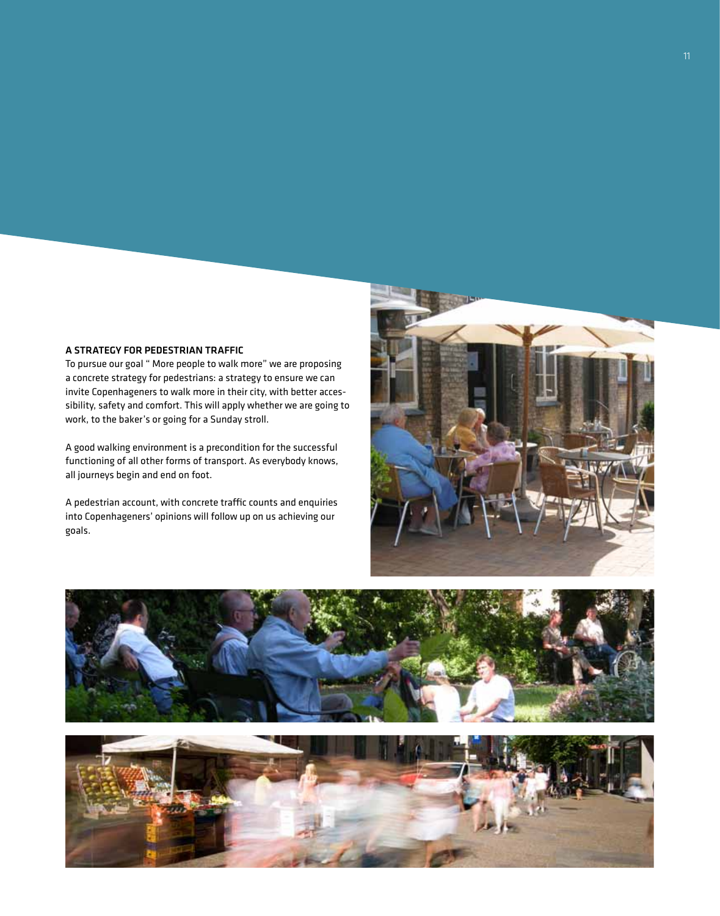### A STRATEGY FOR PEDESTRIAN TRAFFIC

To pursue our goal " More people to walk more" we are proposing a concrete strategy for pedestrians: a strategy to ensure we can invite Copenhageners to walk more in their city, with better accessibility, safety and comfort. This will apply whether we are going to work, to the baker's or going for a Sunday stroll.

A good walking environment is a precondition for the successful functioning of all other forms of transport. As everybody knows, all journeys begin and end on foot.

A pedestrian account, with concrete traffic counts and enquiries into Copenhageners' opinions will follow up on us achieving our goals.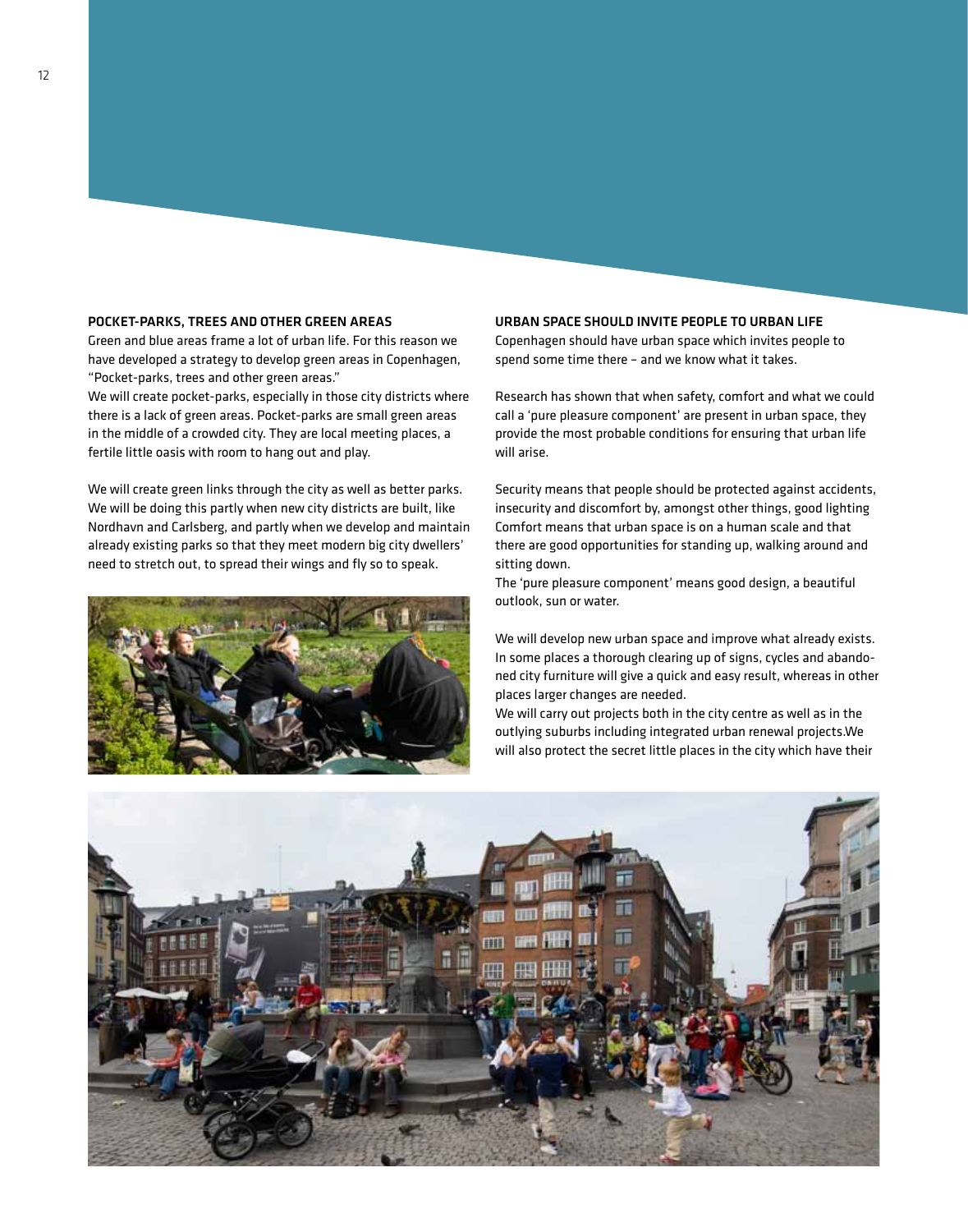### POCKET-PARKS, TREES AND OTHER GREEN AREAS

Green and blue areas frame a lot of urban life. For this reason we have developed a strategy to develop green areas in Copenhagen, "Pocket-parks, trees and other green areas."

We will create pocket-parks, especially in those city districts where there is a lack of green areas. Pocket-parks are small green areas in the middle of a crowded city. They are local meeting places, a fertile little oasis with room to hang out and play.

We will create green links through the city as well as better parks. We will be doing this partly when new city districts are built, like Nordhavn and Carlsberg, and partly when we develop and maintain already existing parks so that they meet modern big city dwellers' need to stretch out, to spread their wings and fly so to speak.

### URBAN SPACE SHOULD INVITE PEOPLE TO URBAN LIFE

Copenhagen should have urban space which invites people to spend some time there – and we know what it takes.

Research has shown that when safety, comfort and what we could call a 'pure pleasure component' are present in urban space, they provide the most probable conditions for ensuring that urban life will arise.

Security means that people should be protected against accidents, insecurity and discomfort by, amongst other things, good lighting Comfort means that urban space is on a human scale and that there are good opportunities for standing up, walking around and sitting down.

The 'pure pleasure component' means good design, a beautiful outlook, sun or water.

We will develop new urban space and improve what already exists. In some places a thorough clearing up of signs, cycles and abandoned city furniture will give a quick and easy result, whereas in other places larger changes are needed.

We will carry out projects both in the city centre as well as in the outlying suburbs including integrated urban renewal projects.We will also protect the secret little places in the city which have their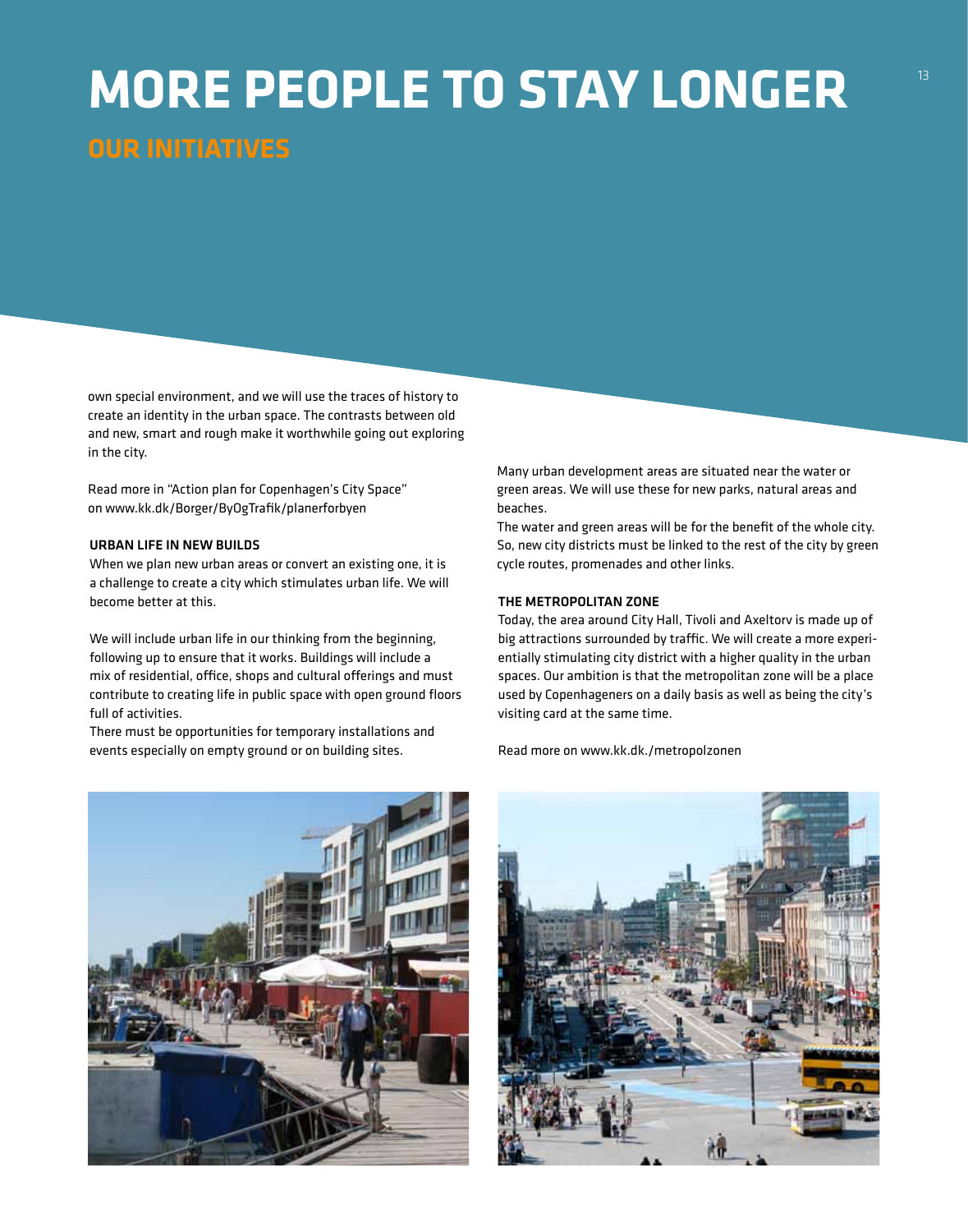# MORE PEOPLE TO STAY LONGER

## OUR INITIATIVES

own special environment, and we will use the traces of history to create an identity in the urban space. The contrasts between old and new, smart and rough make it worthwhile going out exploring in the city.

Read more in "Action plan for Copenhagen's City Space" on www.kk.dk/Borger/ByOgTrafik/planerforbyen

### URBAN LIFE IN NEW BUILDS

When we plan new urban areas or convert an existing one, it is a challenge to create a city which stimulates urban life. We will become better at this.

We will include urban life in our thinking from the beginning, following up to ensure that it works. Buildings will include a mix of residential, office, shops and cultural offerings and must contribute to creating life in public space with open ground floors full of activities.

There must be opportunities for temporary installations and events especially on empty ground or on building sites.

Many urban development areas are situated near the water or green areas. We will use these for new parks, natural areas and beaches.

The water and green areas will be for the benefit of the whole city. So, new city districts must be linked to the rest of the city by green cycle routes, promenades and other links.

### THE METROPOLITAN ZONE

Today, the area around City Hall, Tivoli and Axeltorv is made up of big attractions surrounded by traffic. We will create a more experientially stimulating city district with a higher quality in the urban spaces. Our ambition is that the metropolitan zone will be a place used by Copenhageners on a daily basis as well as being the city's visiting card at the same time.

Read more on www.kk.dk./metropolzonen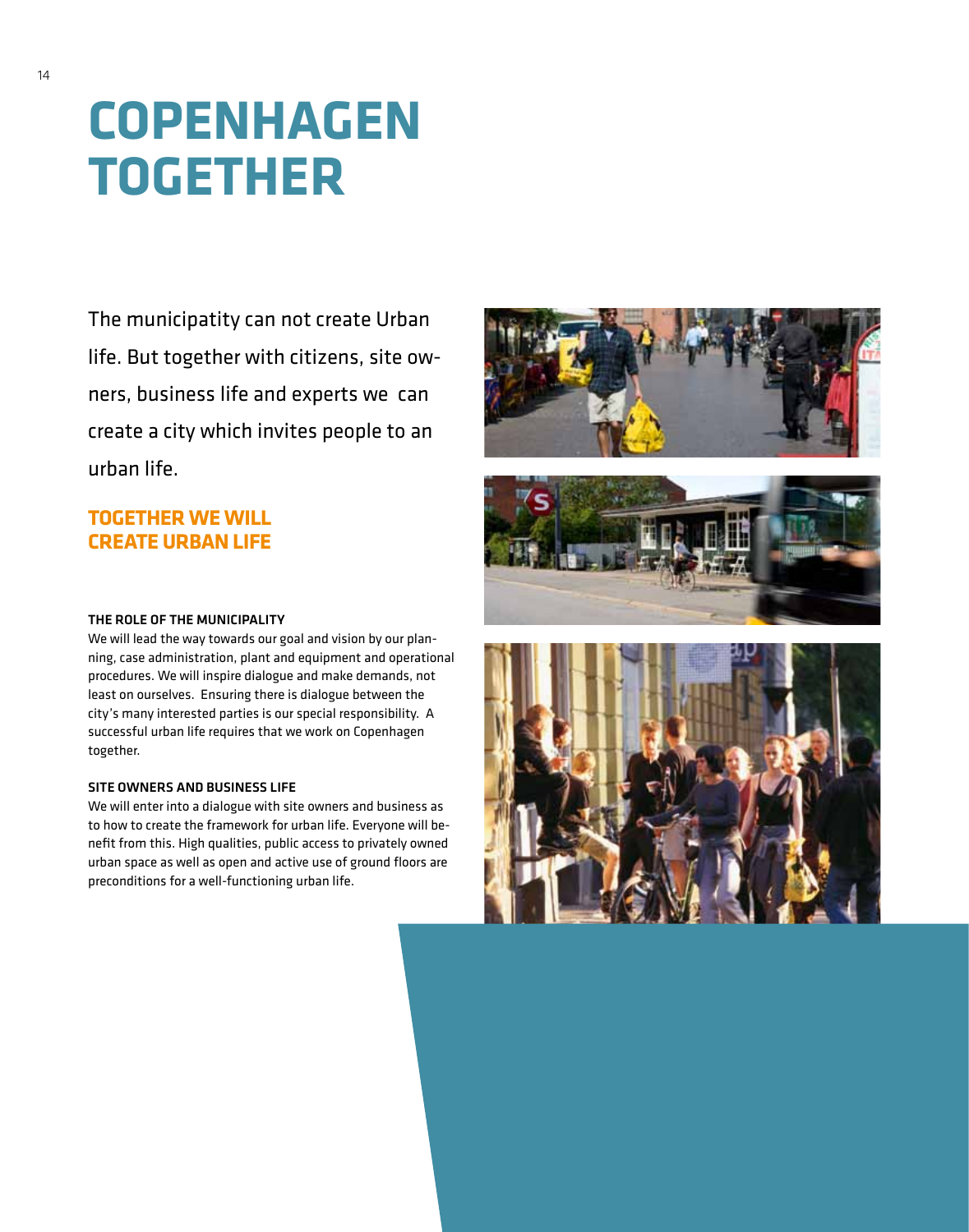# COPENHAGEN TOGETHER

The municipatity can not create Urban life. But together with citizens, site owners, business life and experts we can create a city which invites people to an urban life.

## TOGETHER WE WILL CREATE URBAN LIFE

### THE ROLE OF THE MUNICIPALITY

We will lead the way towards our goal and vision by our planning, case administration, plant and equipment and operational procedures. We will inspire dialogue and make demands, not least on ourselves. Ensuring there is dialogue between the city's many interested parties is our special responsibility. A successful urban life requires that we work on Copenhagen together.

### SITE OWNERS AND BUSINESS LIFE

We will enter into a dialogue with site owners and business as to how to create the framework for urban life. Everyone will benefit from this. High qualities, public access to privately owned urban space as well as open and active use of ground floors are preconditions for a well-functioning urban life.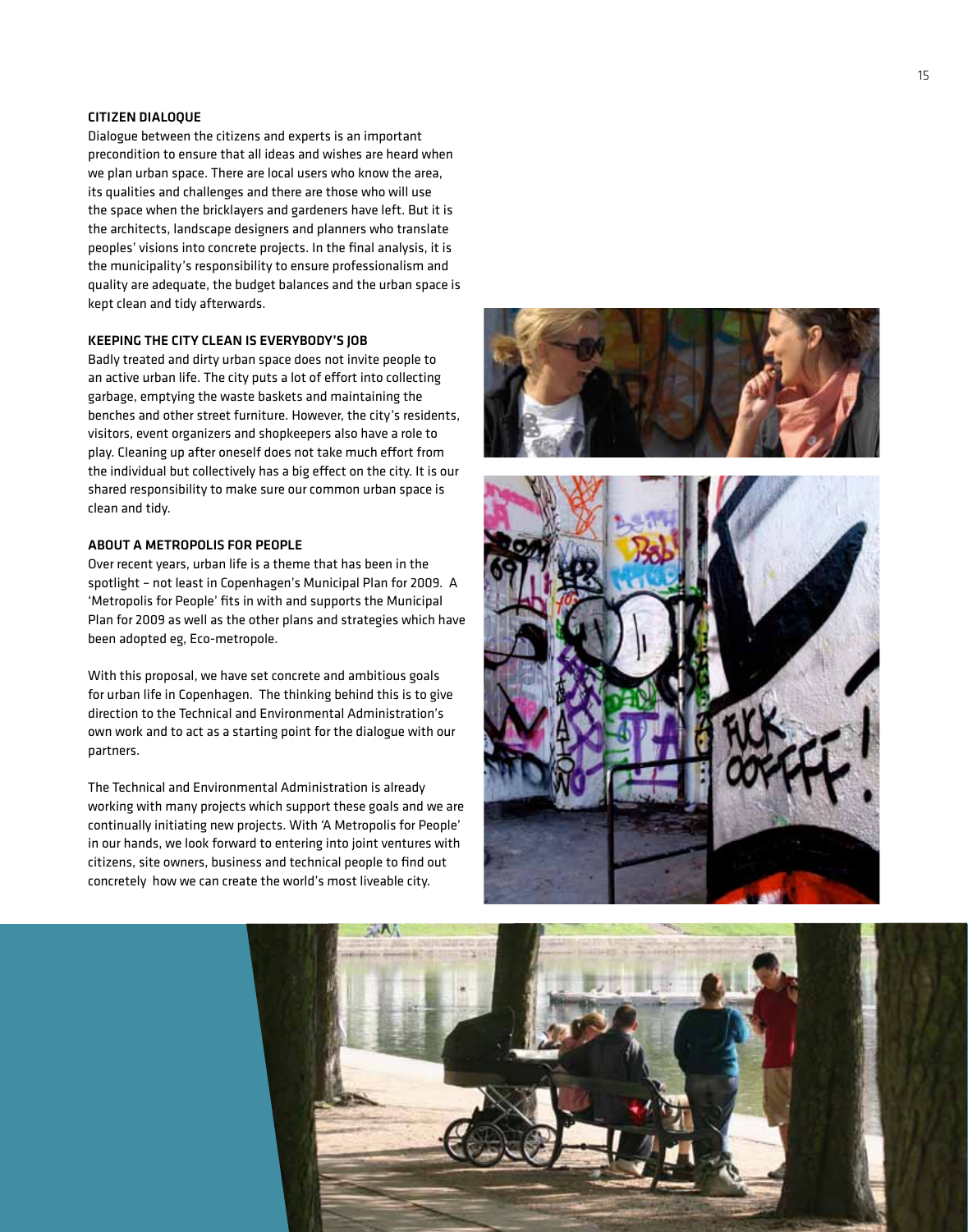### CITIZEN DIALOQUE

Dialogue between the citizens and experts is an important precondition to ensure that all ideas and wishes are heard when we plan urban space. There are local users who know the area, its qualities and challenges and there are those who will use the space when the bricklayers and gardeners have left. But it is the architects, landscape designers and planners who translate peoples' visions into concrete projects. In the final analysis, it is the municipality's responsibility to ensure professionalism and quality are adequate, the budget balances and the urban space is kept clean and tidy afterwards.

### KEEPING THE CITY CLEAN IS EVERYBODY'S JOB

Badly treated and dirty urban space does not invite people to an active urban life. The city puts a lot of effort into collecting garbage, emptying the waste baskets and maintaining the benches and other street furniture. However, the city's residents, visitors, event organizers and shopkeepers also have a role to play. Cleaning up after oneself does not take much effort from the individual but collectively has a big effect on the city. It is our shared responsibility to make sure our common urban space is clean and tidy.

### ABOUT A METROPOLIS FOR PEOPLE

Over recent years, urban life is a theme that has been in the spotlight – not least in Copenhagen's Municipal Plan for 2009. A 'Metropolis for People' fits in with and supports the Municipal Plan for 2009 as well as the other plans and strategies which have been adopted eg, Eco-metropole.

With this proposal, we have set concrete and ambitious goals for urban life in Copenhagen. The thinking behind this is to give direction to the Technical and Environmental Administration's own work and to act as a starting point for the dialogue with our partners.

The Technical and Environmental Administration is already working with many projects which support these goals and we are continually initiating new projects. With 'A Metropolis for People' in our hands, we look forward to entering into joint ventures with citizens, site owners, business and technical people to find out concretely how we can create the world's most liveable city.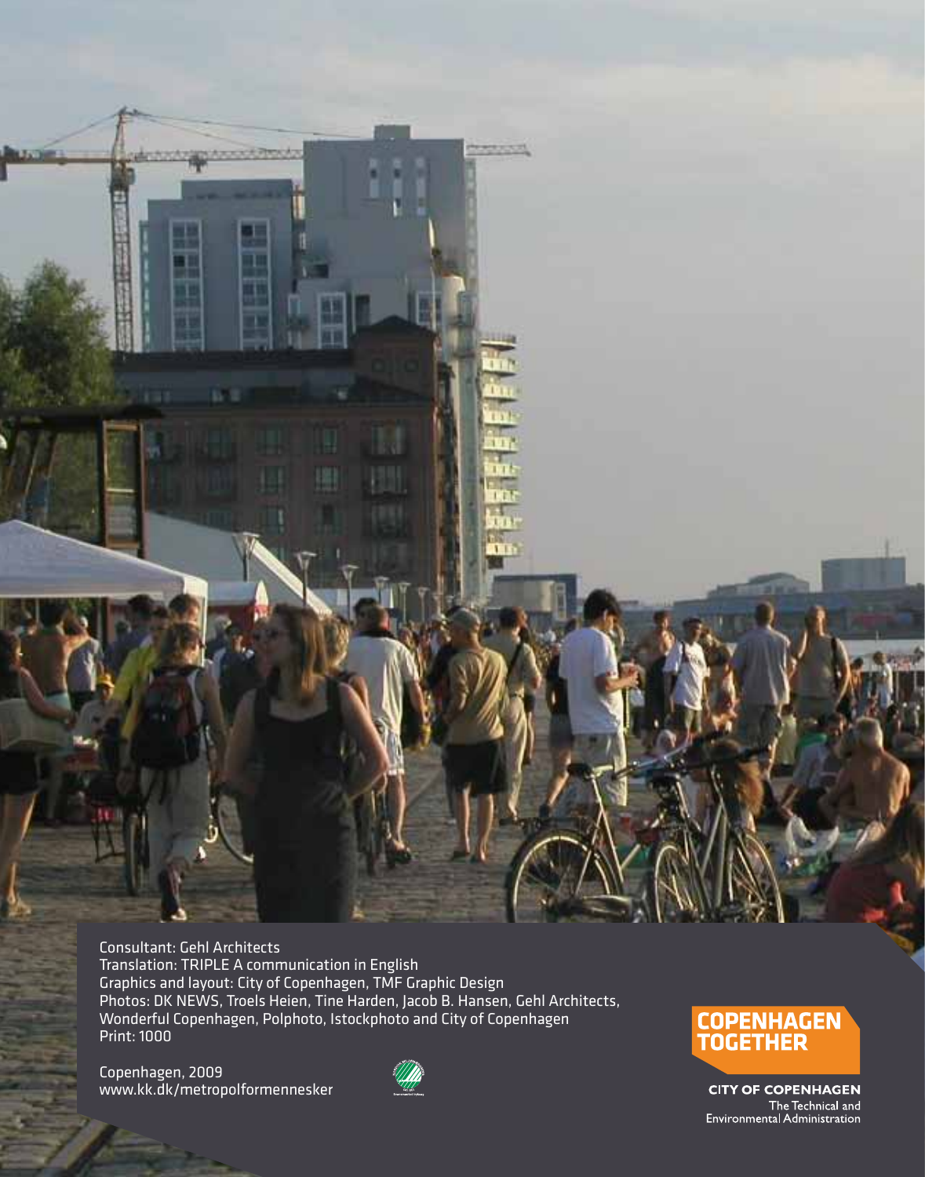Consultant: Gehl Architects
Translation: TRIPLE A communication in English
Graphics and layout: City of Copenhagen, TMF Graphic Design
Photos: DK NEWS, Troels Heien, Tine Harden, Jacob B. Hansen, Gehl Architects, Wonderful Copenhagen, Polphoto, Istockphoto and City of Copenhagen
Print: 1000

Copenhagen, 2009
www.kk.dk/metropolformennesker

**COPENHAGEN TOGETHER**

**CITY OF COPENHAGEN**
The Technical and Environmental Administration